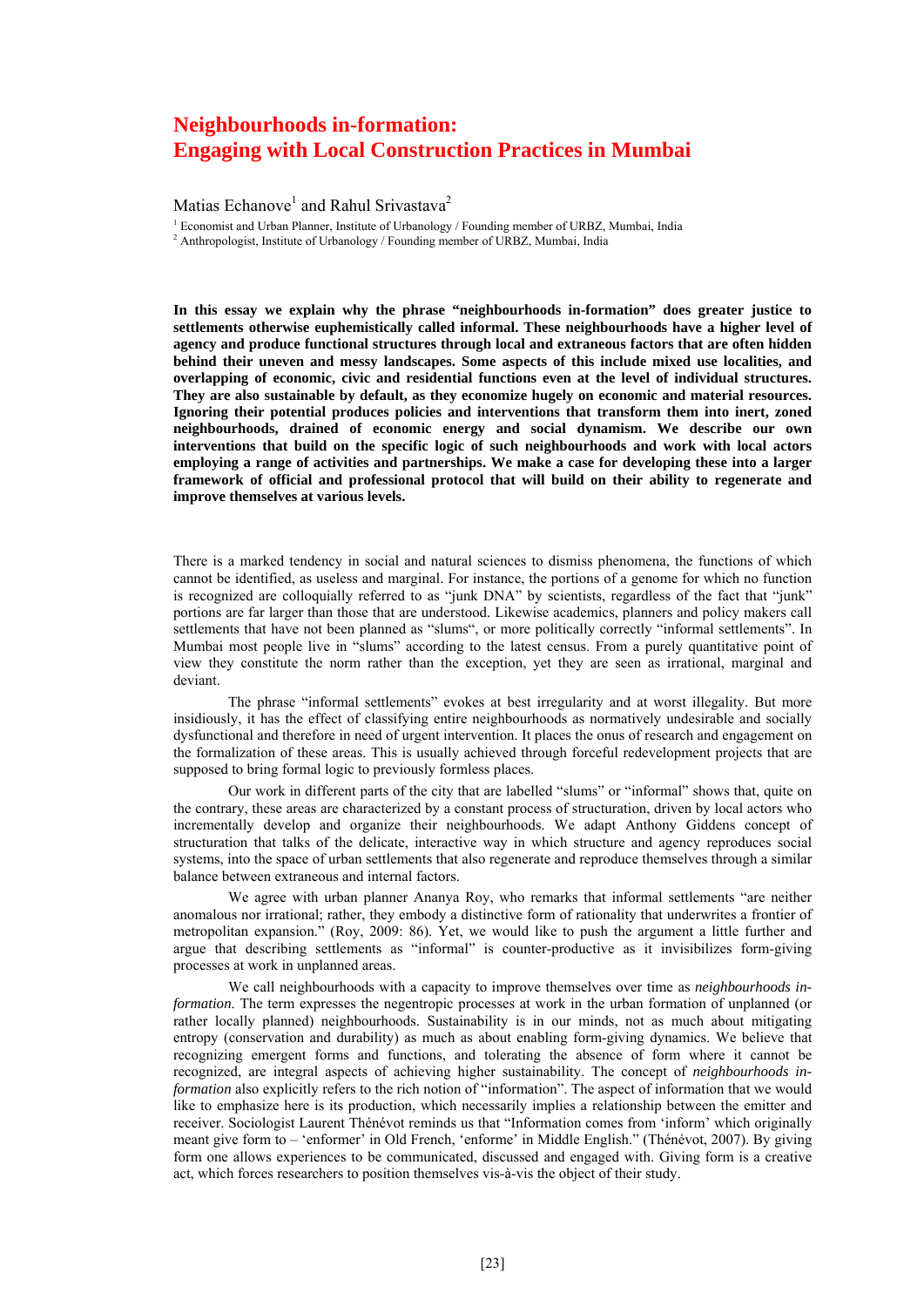# Neighbourhoods in-formation: Engaging with Local Construction Practices in Mumbai

Matias Echanove[1] and Rahul Srivastava[2]

[1] Economist and Urban Planner, Institute of Urbanology / Founding member of URBZ, Mumbai, India
[2] Anthropologist, Institute of Urbanology / Founding member of URBZ, Mumbai, India

**In this essay we explain why the phrase "neighbourhoods in-formation" does greater justice to settlements otherwise euphemistically called informal. These neighbourhoods have a higher level of agency and produce functional structures through local and extraneous factors that are often hidden behind their uneven and messy landscapes. Some aspects of this include mixed use localities, and overlapping of economic, civic and residential functions even at the level of individual structures. They are also sustainable by default, as they economize hugely on economic and material resources. Ignoring their potential produces policies and interventions that transform them into inert, zoned neighbourhoods, drained of economic energy and social dynamism. We describe our own interventions that build on the specific logic of such neighbourhoods and work with local actors employing a range of activities and partnerships. We make a case for developing these into a larger framework of official and professional protocol that will build on their ability to regenerate and improve themselves at various levels.**

There is a marked tendency in social and natural sciences to dismiss phenomena, the functions of which cannot be identified, as useless and marginal. For instance, the portions of a genome for which no function is recognized are colloquially referred to as "junk DNA" by scientists, regardless of the fact that "junk" portions are far larger than those that are understood. Likewise academics, planners and policy makers call settlements that have not been planned as "slums", or more politically correctly "informal settlements". In Mumbai most people live in "slums" according to the latest census. From a purely quantitative point of view they constitute the norm rather than the exception, yet they are seen as irrational, marginal and deviant.

The phrase "informal settlements" evokes at best irregularity and at worst illegality. But more insidiously, it has the effect of classifying entire neighbourhoods as normatively undesirable and socially dysfunctional and therefore in need of urgent intervention. It places the onus of research and engagement on the formalization of these areas. This is usually achieved through forceful redevelopment projects that are supposed to bring formal logic to previously formless places.

Our work in different parts of the city that are labelled "slums" or "informal" shows that, quite on the contrary, these areas are characterized by a constant process of structuration, driven by local actors who incrementally develop and organize their neighbourhoods. We adapt Anthony Giddens concept of structuration that talks of the delicate, interactive way in which structure and agency reproduces social systems, into the space of urban settlements that also regenerate and reproduce themselves through a similar balance between extraneous and internal factors.

We agree with urban planner Ananya Roy, who remarks that informal settlements "are neither anomalous nor irrational; rather, they embody a distinctive form of rationality that underwrites a frontier of metropolitan expansion." (Roy, 2009: 86). Yet, we would like to push the argument a little further and argue that describing settlements as "informal" is counter-productive as it invisibilizes form-giving processes at work in unplanned areas.

We call neighbourhoods with a capacity to improve themselves over time as *neighbourhoods in-formation*. The term expresses the negentropic processes at work in the urban formation of unplanned (or rather locally planned) neighbourhoods. Sustainability is in our minds, not as much about mitigating entropy (conservation and durability) as much as about enabling form-giving dynamics. We believe that recognizing emergent forms and functions, and tolerating the absence of form where it cannot be recognized, are integral aspects of achieving higher sustainability. The concept of *neighbourhoods in-formation* also explicitly refers to the rich notion of "information". The aspect of information that we would like to emphasize here is its production, which necessarily implies a relationship between the emitter and receiver. Sociologist Laurent Thénévot reminds us that "Information comes from 'inform' which originally meant give form to – 'enformer' in Old French, 'enforme' in Middle English." (Thénévot, 2007). By giving form one allows experiences to be communicated, discussed and engaged with. Giving form is a creative act, which forces researchers to position themselves vis-à-vis the object of their study.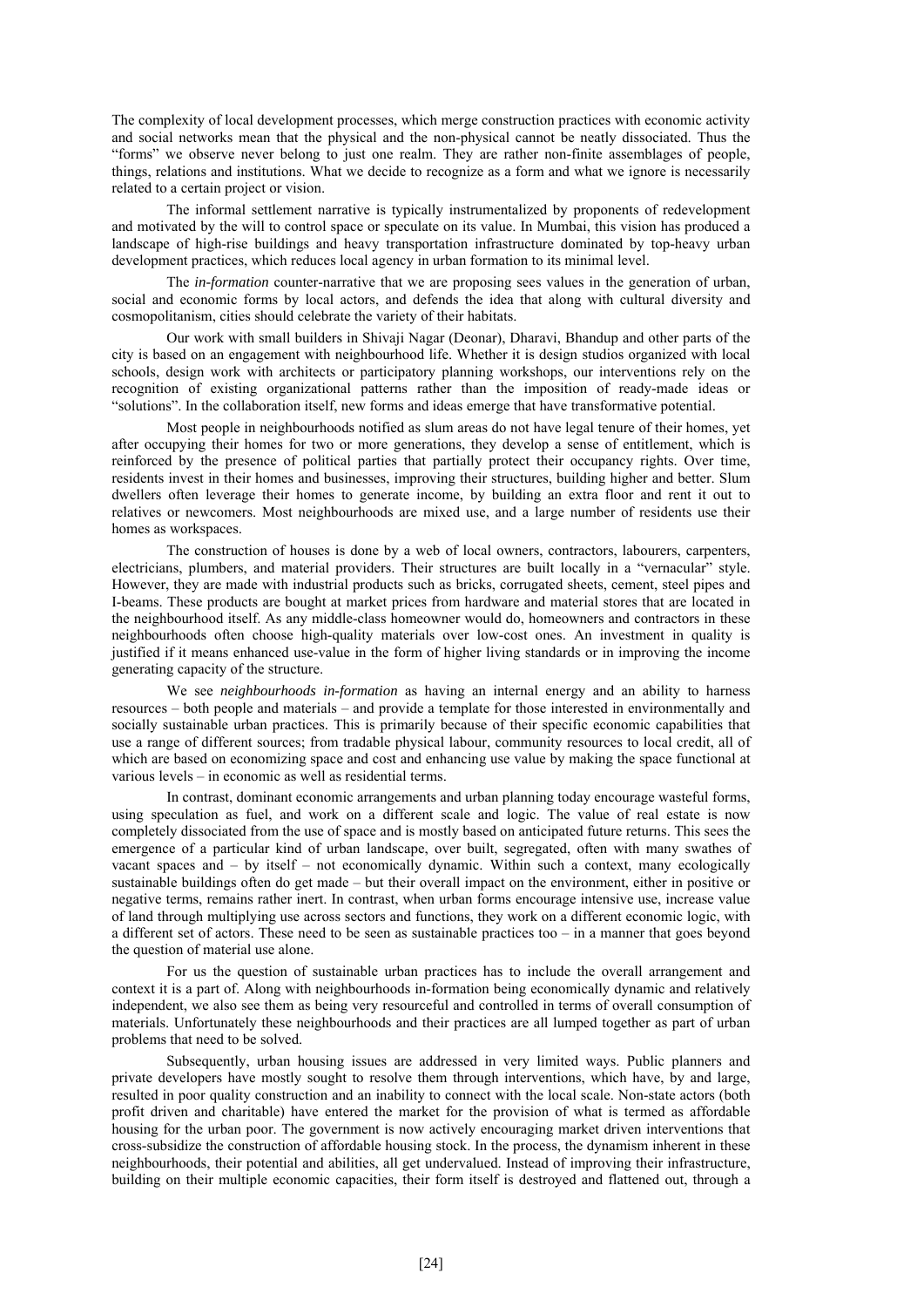The complexity of local development processes, which merge construction practices with economic activity and social networks mean that the physical and the non-physical cannot be neatly dissociated. Thus the "forms" we observe never belong to just one realm. They are rather non-finite assemblages of people, things, relations and institutions. What we decide to recognize as a form and what we ignore is necessarily related to a certain project or vision.

The informal settlement narrative is typically instrumentalized by proponents of redevelopment and motivated by the will to control space or speculate on its value. In Mumbai, this vision has produced a landscape of high-rise buildings and heavy transportation infrastructure dominated by top-heavy urban development practices, which reduces local agency in urban formation to its minimal level.

The *in-formation* counter-narrative that we are proposing sees values in the generation of urban, social and economic forms by local actors, and defends the idea that along with cultural diversity and cosmopolitanism, cities should celebrate the variety of their habitats.

Our work with small builders in Shivaji Nagar (Deonar), Dharavi, Bhandup and other parts of the city is based on an engagement with neighbourhood life. Whether it is design studios organized with local schools, design work with architects or participatory planning workshops, our interventions rely on the recognition of existing organizational patterns rather than the imposition of ready-made ideas or "solutions". In the collaboration itself, new forms and ideas emerge that have transformative potential.

Most people in neighbourhoods notified as slum areas do not have legal tenure of their homes, yet after occupying their homes for two or more generations, they develop a sense of entitlement, which is reinforced by the presence of political parties that partially protect their occupancy rights. Over time, residents invest in their homes and businesses, improving their structures, building higher and better. Slum dwellers often leverage their homes to generate income, by building an extra floor and rent it out to relatives or newcomers. Most neighbourhoods are mixed use, and a large number of residents use their homes as workspaces.

The construction of houses is done by a web of local owners, contractors, labourers, carpenters, electricians, plumbers, and material providers. Their structures are built locally in a "vernacular" style. However, they are made with industrial products such as bricks, corrugated sheets, cement, steel pipes and I-beams. These products are bought at market prices from hardware and material stores that are located in the neighbourhood itself. As any middle-class homeowner would do, homeowners and contractors in these neighbourhoods often choose high-quality materials over low-cost ones. An investment in quality is justified if it means enhanced use-value in the form of higher living standards or in improving the income generating capacity of the structure.

We see *neighbourhoods in-formation* as having an internal energy and an ability to harness resources – both people and materials – and provide a template for those interested in environmentally and socially sustainable urban practices. This is primarily because of their specific economic capabilities that use a range of different sources; from tradable physical labour, community resources to local credit, all of which are based on economizing space and cost and enhancing use value by making the space functional at various levels – in economic as well as residential terms.

In contrast, dominant economic arrangements and urban planning today encourage wasteful forms, using speculation as fuel, and work on a different scale and logic. The value of real estate is now completely dissociated from the use of space and is mostly based on anticipated future returns. This sees the emergence of a particular kind of urban landscape, over built, segregated, often with many swathes of vacant spaces and – by itself – not economically dynamic. Within such a context, many ecologically sustainable buildings often do get made – but their overall impact on the environment, either in positive or negative terms, remains rather inert. In contrast, when urban forms encourage intensive use, increase value of land through multiplying use across sectors and functions, they work on a different economic logic, with a different set of actors. These need to be seen as sustainable practices too – in a manner that goes beyond the question of material use alone.

For us the question of sustainable urban practices has to include the overall arrangement and context it is a part of. Along with neighbourhoods in-formation being economically dynamic and relatively independent, we also see them as being very resourceful and controlled in terms of overall consumption of materials. Unfortunately these neighbourhoods and their practices are all lumped together as part of urban problems that need to be solved.

Subsequently, urban housing issues are addressed in very limited ways. Public planners and private developers have mostly sought to resolve them through interventions, which have, by and large, resulted in poor quality construction and an inability to connect with the local scale. Non-state actors (both profit driven and charitable) have entered the market for the provision of what is termed as affordable housing for the urban poor. The government is now actively encouraging market driven interventions that cross-subsidize the construction of affordable housing stock. In the process, the dynamism inherent in these neighbourhoods, their potential and abilities, all get undervalued. Instead of improving their infrastructure, building on their multiple economic capacities, their form itself is destroyed and flattened out, through a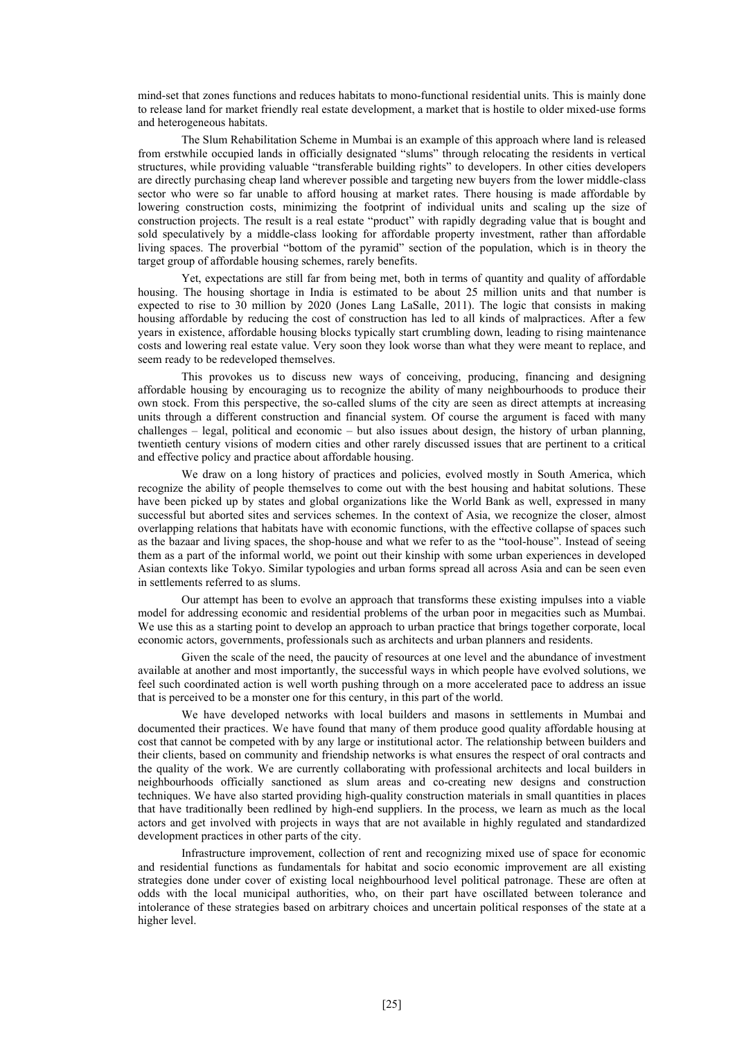mind-set that zones functions and reduces habitats to mono-functional residential units. This is mainly done to release land for market friendly real estate development, a market that is hostile to older mixed-use forms and heterogeneous habitats.

The Slum Rehabilitation Scheme in Mumbai is an example of this approach where land is released from erstwhile occupied lands in officially designated "slums" through relocating the residents in vertical structures, while providing valuable "transferable building rights" to developers. In other cities developers are directly purchasing cheap land wherever possible and targeting new buyers from the lower middle-class sector who were so far unable to afford housing at market rates. There housing is made affordable by lowering construction costs, minimizing the footprint of individual units and scaling up the size of construction projects. The result is a real estate "product" with rapidly degrading value that is bought and sold speculatively by a middle-class looking for affordable property investment, rather than affordable living spaces. The proverbial "bottom of the pyramid" section of the population, which is in theory the target group of affordable housing schemes, rarely benefits.

Yet, expectations are still far from being met, both in terms of quantity and quality of affordable housing. The housing shortage in India is estimated to be about 25 million units and that number is expected to rise to 30 million by 2020 (Jones Lang LaSalle, 2011). The logic that consists in making housing affordable by reducing the cost of construction has led to all kinds of malpractices. After a few years in existence, affordable housing blocks typically start crumbling down, leading to rising maintenance costs and lowering real estate value. Very soon they look worse than what they were meant to replace, and seem ready to be redeveloped themselves.

This provokes us to discuss new ways of conceiving, producing, financing and designing affordable housing by encouraging us to recognize the ability of many neighbourhoods to produce their own stock. From this perspective, the so-called slums of the city are seen as direct attempts at increasing units through a different construction and financial system. Of course the argument is faced with many challenges – legal, political and economic – but also issues about design, the history of urban planning, twentieth century visions of modern cities and other rarely discussed issues that are pertinent to a critical and effective policy and practice about affordable housing.

We draw on a long history of practices and policies, evolved mostly in South America, which recognize the ability of people themselves to come out with the best housing and habitat solutions. These have been picked up by states and global organizations like the World Bank as well, expressed in many successful but aborted sites and services schemes. In the context of Asia, we recognize the closer, almost overlapping relations that habitats have with economic functions, with the effective collapse of spaces such as the bazaar and living spaces, the shop-house and what we refer to as the "tool-house". Instead of seeing them as a part of the informal world, we point out their kinship with some urban experiences in developed Asian contexts like Tokyo. Similar typologies and urban forms spread all across Asia and can be seen even in settlements referred to as slums.

Our attempt has been to evolve an approach that transforms these existing impulses into a viable model for addressing economic and residential problems of the urban poor in megacities such as Mumbai. We use this as a starting point to develop an approach to urban practice that brings together corporate, local economic actors, governments, professionals such as architects and urban planners and residents.

Given the scale of the need, the paucity of resources at one level and the abundance of investment available at another and most importantly, the successful ways in which people have evolved solutions, we feel such coordinated action is well worth pushing through on a more accelerated pace to address an issue that is perceived to be a monster one for this century, in this part of the world.

We have developed networks with local builders and masons in settlements in Mumbai and documented their practices. We have found that many of them produce good quality affordable housing at cost that cannot be competed with by any large or institutional actor. The relationship between builders and their clients, based on community and friendship networks is what ensures the respect of oral contracts and the quality of the work. We are currently collaborating with professional architects and local builders in neighbourhoods officially sanctioned as slum areas and co-creating new designs and construction techniques. We have also started providing high-quality construction materials in small quantities in places that have traditionally been redlined by high-end suppliers. In the process, we learn as much as the local actors and get involved with projects in ways that are not available in highly regulated and standardized development practices in other parts of the city.

Infrastructure improvement, collection of rent and recognizing mixed use of space for economic and residential functions as fundamentals for habitat and socio economic improvement are all existing strategies done under cover of existing local neighbourhood level political patronage. These are often at odds with the local municipal authorities, who, on their part have oscillated between tolerance and intolerance of these strategies based on arbitrary choices and uncertain political responses of the state at a higher level.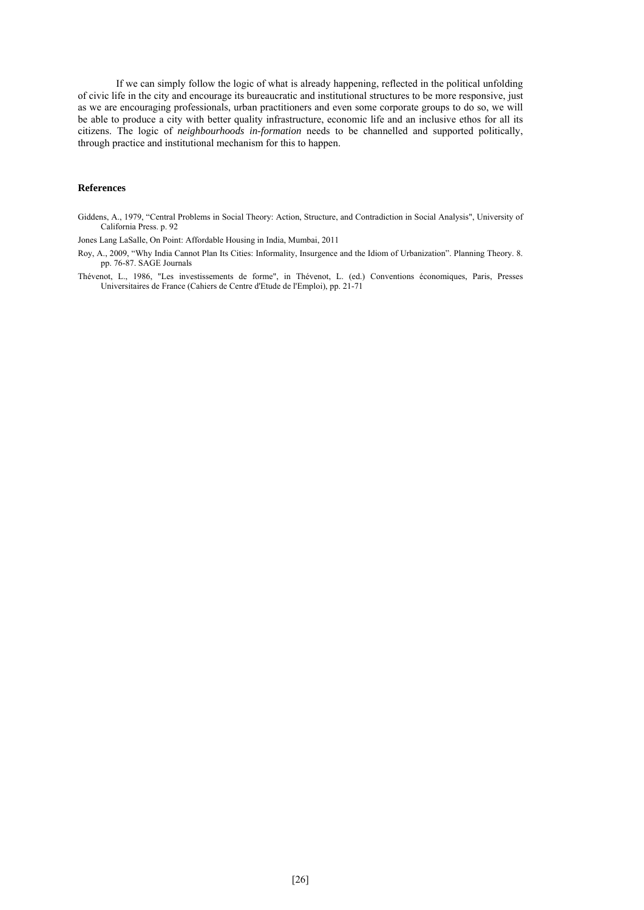If we can simply follow the logic of what is already happening, reflected in the political unfolding of civic life in the city and encourage its bureaucratic and institutional structures to be more responsive, just as we are encouraging professionals, urban practitioners and even some corporate groups to do so, we will be able to produce a city with better quality infrastructure, economic life and an inclusive ethos for all its citizens. The logic of *neighbourhoods in-formation* needs to be channelled and supported politically, through practice and institutional mechanism for this to happen.

## References

Giddens, A., 1979, "Central Problems in Social Theory: Action, Structure, and Contradiction in Social Analysis", University of California Press. p. 92

Jones Lang LaSalle, On Point: Affordable Housing in India, Mumbai, 2011

Roy, A., 2009, "Why India Cannot Plan Its Cities: Informality, Insurgence and the Idiom of Urbanization". Planning Theory. 8. pp. 76-87. SAGE Journals

Thévenot, L., 1986, "Les investissements de forme", in Thévenot, L. (ed.) Conventions économiques, Paris, Presses Universitaires de France (Cahiers de Centre d'Etude de l'Emploi), pp. 21-71